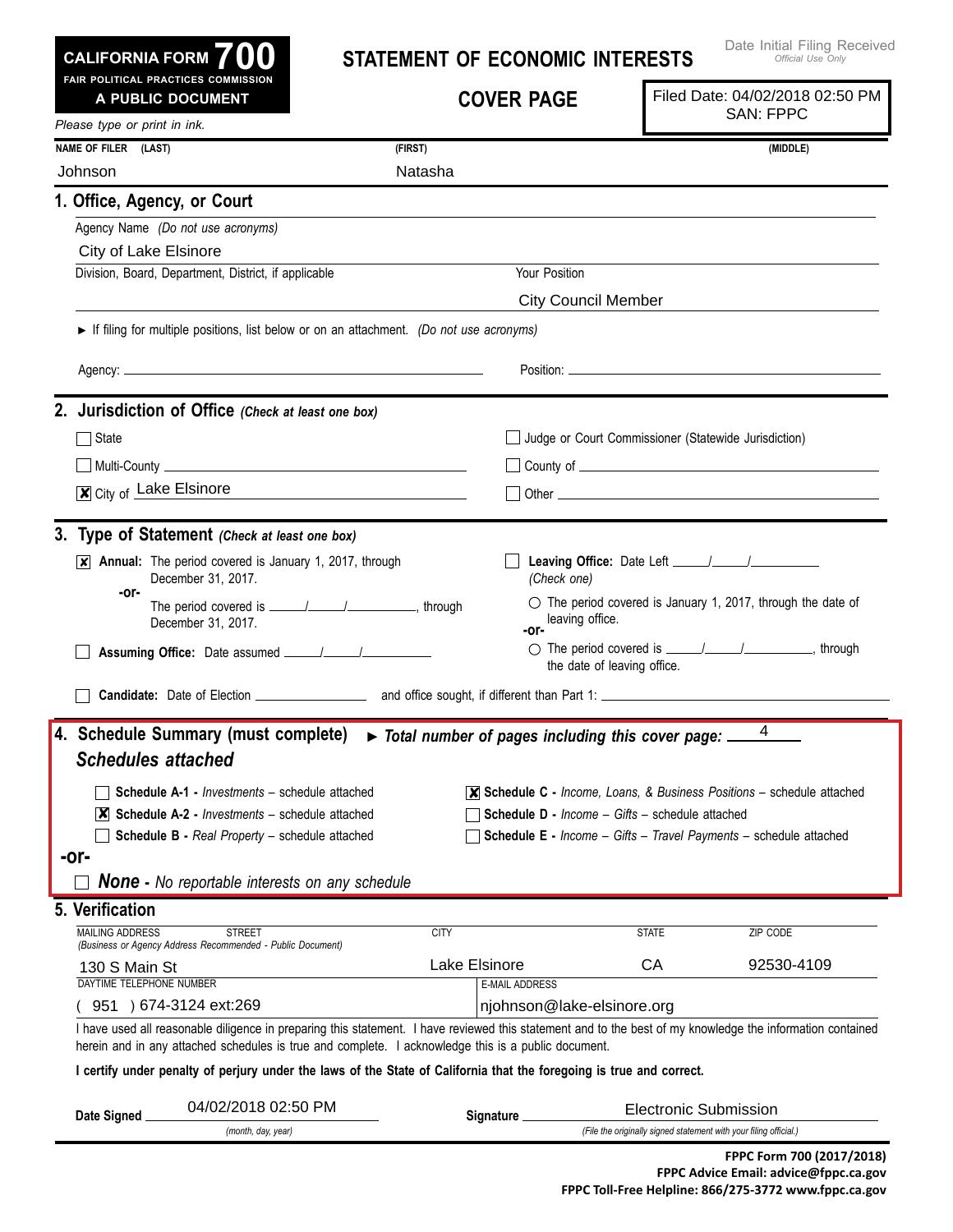**CALIFORNIA FORM 700**
**FAIR POLITICAL PRACTICES COMMISSION**
**A PUBLIC DOCUMENT**

# STATEMENT OF ECONOMIC INTERESTS

## COVER PAGE

Date Initial Filing Received
*Official Use Only*

Filed Date: 04/02/2018 02:50 PM
SAN: FPPC

*Please type or print in ink.*

| NAME OF FILER (LAST) | (FIRST) | (MIDDLE) |
|---|---|---|
| Johnson | Natasha | |

## 1. Office, Agency, or Court

Agency Name *(Do not use acronyms)*

City of Lake Elsinore

Division, Board, Department, District, if applicable:

Your Position: City Council Member

► If filing for multiple positions, list below or on an attachment. *(Do not use acronyms)*

Agency: ______________________ Position: ______________________

## 2. Jurisdiction of Office *(Check at least one box)*

- [ ] State
- [ ] Judge or Court Commissioner (Statewide Jurisdiction)
- [ ] Multi-County ______________________
- [ ] County of ______________________
- [x] City of Lake Elsinore
- [ ] Other ______________________

## 3. Type of Statement *(Check at least one box)*

- [x] **Annual:** The period covered is January 1, 2017, through December 31, 2017.
  -or-
  The period covered is \_\_\_\_/\_\_\_\_/\_\_\_\_\_\_, through December 31, 2017.
- [ ] **Assuming Office:** Date assumed \_\_\_\_/\_\_\_\_/\_\_\_\_\_\_
- [ ] **Leaving Office:** Date Left \_\_\_\_/\_\_\_\_/\_\_\_\_\_\_
  *(Check one)*
  - ○ The period covered is January 1, 2017, through the date of leaving office.
  -or-
  - ○ The period covered is \_\_\_\_/\_\_\_\_/\_\_\_\_\_\_, through the date of leaving office.
- [ ] **Candidate:** Date of Election \_\_\_\_\_\_\_\_ and office sought, if different than Part 1: \_\_\_\_\_\_\_\_

## 4. Schedule Summary (must complete) ► *Total number of pages including this cover page:* 4

### *Schedules attached*

- [ ] **Schedule A-1 -** *Investments* – schedule attached
- [x] **Schedule A-2 -** *Investments* – schedule attached
- [ ] **Schedule B -** *Real Property* – schedule attached
- [x] **Schedule C -** *Income, Loans, & Business Positions* – schedule attached
- [ ] **Schedule D -** *Income – Gifts* – schedule attached
- [ ] **Schedule E -** *Income – Gifts – Travel Payments* – schedule attached

**-or-**

- [ ] ***None*** **-** *No reportable interests on any schedule*

## 5. Verification

| MAILING ADDRESS STREET *(Business or Agency Address Recommended - Public Document)* | CITY | STATE | ZIP CODE |
|---|---|---|---|
| 130 S Main St | Lake Elsinore | CA | 92530-4109 |

| DAYTIME TELEPHONE NUMBER | E-MAIL ADDRESS |
|---|---|
| ( 951 ) 674-3124 ext:269 | njohnson@lake-elsinore.org |

I have used all reasonable diligence in preparing this statement. I have reviewed this statement and to the best of my knowledge the information contained herein and in any attached schedules is true and complete. I acknowledge this is a public document.

**I certify under penalty of perjury under the laws of the State of California that the foregoing is true and correct.**

**Date Signed** 04/02/2018 02:50 PM *(month, day, year)*

**Signature** Electronic Submission *(File the originally signed statement with your filing official.)*

**FPPC Form 700 (2017/2018)**
**FPPC Advice Email: advice@fppc.ca.gov**
**FPPC Toll-Free Helpline: 866/275-3772 www.fppc.ca.gov**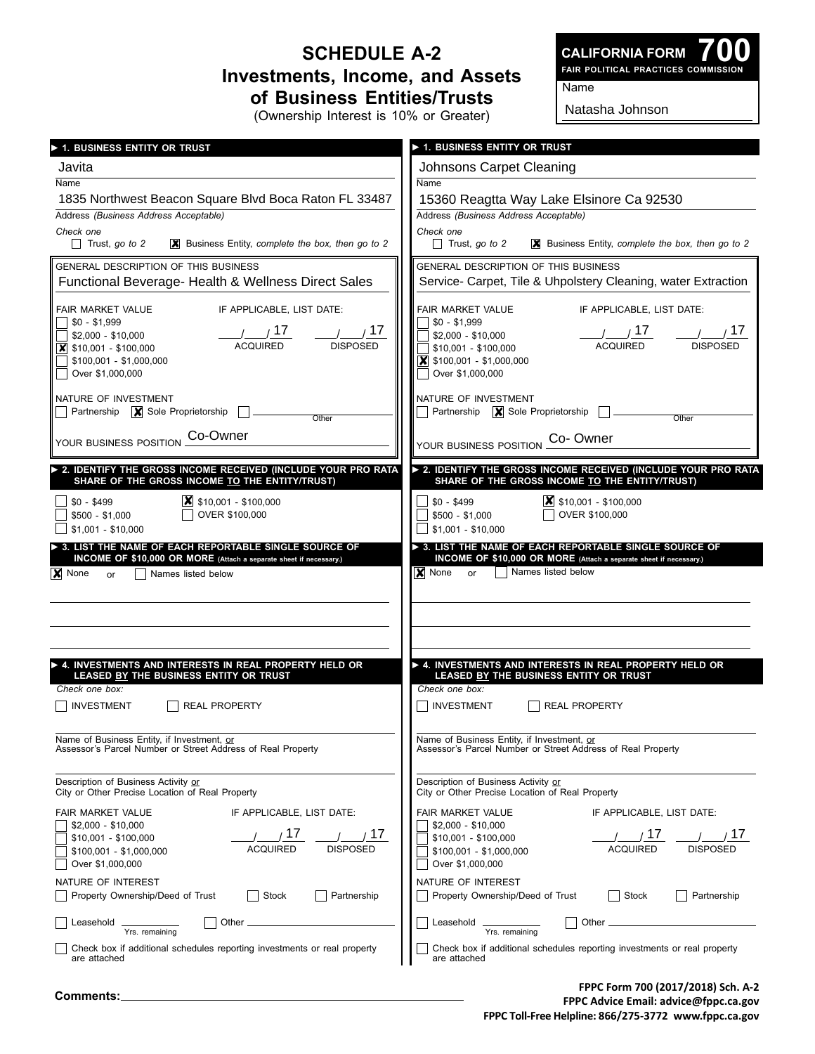# SCHEDULE A-2
## Investments, Income, and Assets of Business Entities/Trusts
(Ownership Interest is 10% or Greater)

**CALIFORNIA FORM 700**
FAIR POLITICAL PRACTICES COMMISSION

Name: Natasha Johnson

---

### ► 1. BUSINESS ENTITY OR TRUST

Name: Javita

Address *(Business Address Acceptable)*: 1835 Northwest Beacon Square Blvd Boca Raton FL 33487

Check one
- [ ] Trust, *go to 2*
- [x] Business Entity, *complete the box, then go to 2*

GENERAL DESCRIPTION OF THIS BUSINESS: Functional Beverage- Health & Wellness Direct Sales

FAIR MARKET VALUE
- [ ] $0 - $1,999
- [ ] $2,000 - $10,000
- [x] $10,001 - $100,000
- [ ] $100,001 - $1,000,000
- [ ] Over $1,000,000

IF APPLICABLE, LIST DATE: ___/___/ 17 ACQUIRED ___/___/ 17 DISPOSED

NATURE OF INVESTMENT
- [ ] Partnership
- [x] Sole Proprietorship
- [ ] Other ____________

YOUR BUSINESS POSITION: Co-Owner

### ► 2. IDENTIFY THE GROSS INCOME RECEIVED (INCLUDE YOUR PRO RATA SHARE OF THE GROSS INCOME TO THE ENTITY/TRUST)

- [ ] $0 - $499
- [ ] $500 - $1,000
- [ ] $1,001 - $10,000
- [x] $10,001 - $100,000
- [ ] OVER $100,000

### ► 3. LIST THE NAME OF EACH REPORTABLE SINGLE SOURCE OF INCOME OF $10,000 OR MORE (Attach a separate sheet if necessary.)

- [x] None or
- [ ] Names listed below

### ► 4. INVESTMENTS AND INTERESTS IN REAL PROPERTY HELD OR LEASED BY THE BUSINESS ENTITY OR TRUST

*Check one box:*
- [ ] INVESTMENT
- [ ] REAL PROPERTY

Name of Business Entity, if Investment, or Assessor's Parcel Number or Street Address of Real Property: ____________

Description of Business Activity or City or Other Precise Location of Real Property: ____________

FAIR MARKET VALUE
- [ ] $2,000 - $10,000
- [ ] $10,001 - $100,000
- [ ] $100,001 - $1,000,000
- [ ] Over $1,000,000

IF APPLICABLE, LIST DATE: ___/___/ 17 ACQUIRED ___/___/ 17 DISPOSED

NATURE OF INTEREST
- [ ] Property Ownership/Deed of Trust
- [ ] Stock
- [ ] Partnership
- [ ] Leasehold ______ Yrs. remaining
- [ ] Other ____________

- [ ] Check box if additional schedules reporting investments or real property are attached

---

### ► 1. BUSINESS ENTITY OR TRUST

Name: Johnsons Carpet Cleaning

Address *(Business Address Acceptable)*: 15360 Reagtta Way Lake Elsinore Ca 92530

Check one
- [ ] Trust, *go to 2*
- [x] Business Entity, *complete the box, then go to 2*

GENERAL DESCRIPTION OF THIS BUSINESS: Service- Carpet, Tile & Uhpolstery Cleaning, water Extraction

FAIR MARKET VALUE
- [ ] $0 - $1,999
- [ ] $2,000 - $10,000
- [ ] $10,001 - $100,000
- [x] $100,001 - $1,000,000
- [ ] Over $1,000,000

IF APPLICABLE, LIST DATE: ___/___/ 17 ACQUIRED ___/___/ 17 DISPOSED

NATURE OF INVESTMENT
- [ ] Partnership
- [x] Sole Proprietorship
- [ ] Other ____________

YOUR BUSINESS POSITION: Co- Owner

### ► 2. IDENTIFY THE GROSS INCOME RECEIVED (INCLUDE YOUR PRO RATA SHARE OF THE GROSS INCOME TO THE ENTITY/TRUST)

- [ ] $0 - $499
- [ ] $500 - $1,000
- [ ] $1,001 - $10,000
- [x] $10,001 - $100,000
- [ ] OVER $100,000

### ► 3. LIST THE NAME OF EACH REPORTABLE SINGLE SOURCE OF INCOME OF $10,000 OR MORE (Attach a separate sheet if necessary.)

- [x] None or
- [ ] Names listed below

### ► 4. INVESTMENTS AND INTERESTS IN REAL PROPERTY HELD OR LEASED BY THE BUSINESS ENTITY OR TRUST

*Check one box:*
- [ ] INVESTMENT
- [ ] REAL PROPERTY

Name of Business Entity, if Investment, or Assessor's Parcel Number or Street Address of Real Property: ____________

Description of Business Activity or City or Other Precise Location of Real Property: ____________

FAIR MARKET VALUE
- [ ] $2,000 - $10,000
- [ ] $10,001 - $100,000
- [ ] $100,001 - $1,000,000
- [ ] Over $1,000,000

IF APPLICABLE, LIST DATE: ___/___/ 17 ACQUIRED ___/___/ 17 DISPOSED

NATURE OF INTEREST
- [ ] Property Ownership/Deed of Trust
- [ ] Stock
- [ ] Partnership
- [ ] Leasehold ______ Yrs. remaining
- [ ] Other ____________

- [ ] Check box if additional schedules reporting investments or real property are attached

---

**Comments:** ____________

FPPC Form 700 (2017/2018) Sch. A-2
FPPC Advice Email: advice@fppc.ca.gov
FPPC Toll-Free Helpline: 866/275-3772 www.fppc.ca.gov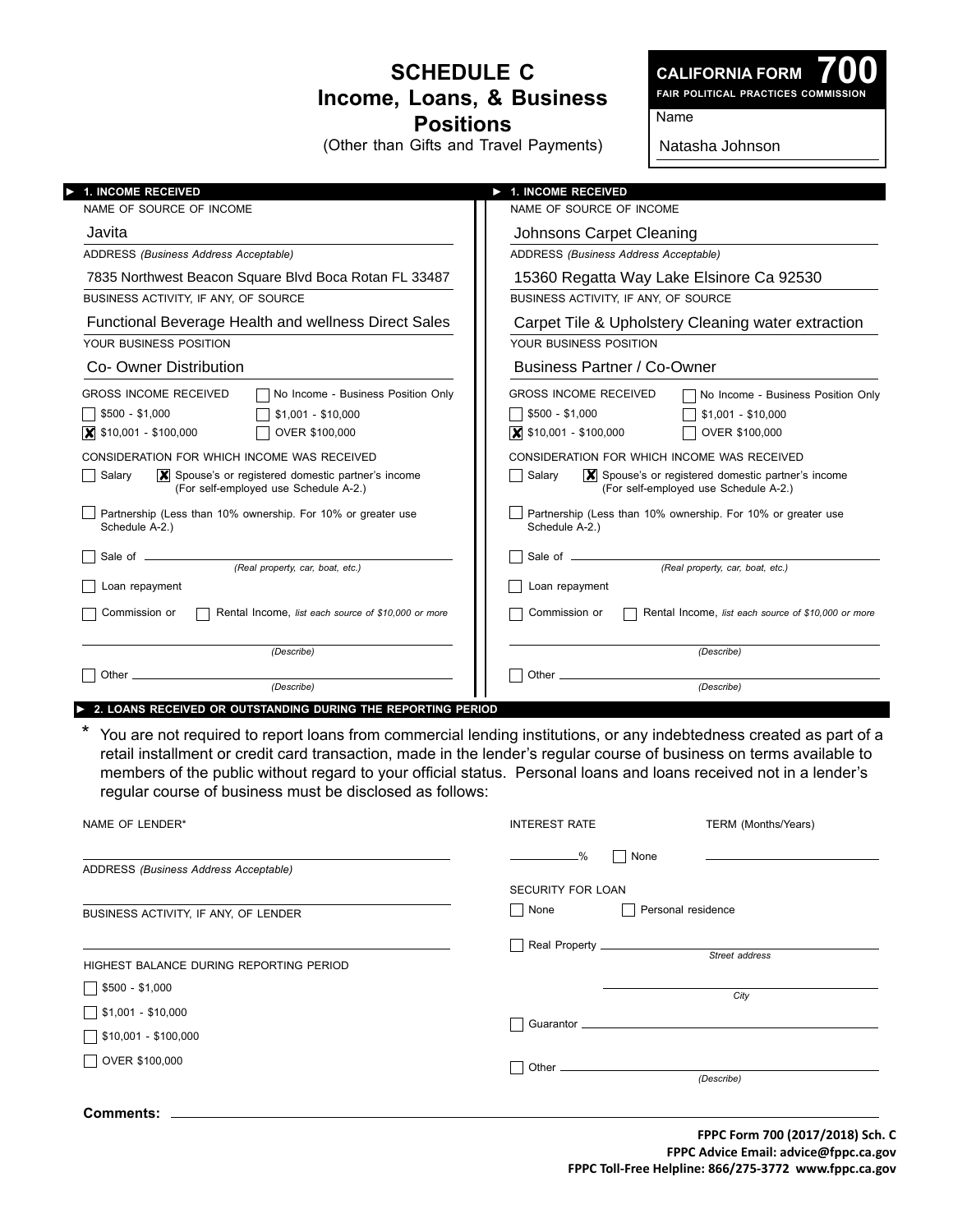# SCHEDULE C
## Income, Loans, & Business Positions
(Other than Gifts and Travel Payments)

**CALIFORNIA FORM 700**
**FAIR POLITICAL PRACTICES COMMISSION**

Name

Natasha Johnson

---

### ► 1. INCOME RECEIVED

NAME OF SOURCE OF INCOME

Javita

ADDRESS *(Business Address Acceptable)*

7835 Northwest Beacon Square Blvd Boca Rotan FL 33487

BUSINESS ACTIVITY, IF ANY, OF SOURCE

Functional Beverage Health and wellness Direct Sales

YOUR BUSINESS POSITION

Co- Owner Distribution

GROSS INCOME RECEIVED

- [ ] No Income - Business Position Only
- [ ] $500 - $1,000
- [ ] $1,001 - $10,000
- [x] $10,001 - $100,000
- [ ] OVER $100,000

CONSIDERATION FOR WHICH INCOME WAS RECEIVED

- [ ] Salary
- [x] Spouse's or registered domestic partner's income (For self-employed use Schedule A-2.)
- [ ] Partnership (Less than 10% ownership. For 10% or greater use Schedule A-2.)
- [ ] Sale of ______________ *(Real property, car, boat, etc.)*
- [ ] Loan repayment
- [ ] Commission or
- [ ] Rental Income, *list each source of $10,000 or more*

______________ *(Describe)*

- [ ] Other ______________ *(Describe)*

### ► 1. INCOME RECEIVED

NAME OF SOURCE OF INCOME

Johnsons Carpet Cleaning

ADDRESS *(Business Address Acceptable)*

15360 Regatta Way Lake Elsinore Ca 92530

BUSINESS ACTIVITY, IF ANY, OF SOURCE

Carpet Tile & Upholstery Cleaning water extraction

YOUR BUSINESS POSITION

Business Partner / Co-Owner

GROSS INCOME RECEIVED

- [ ] No Income - Business Position Only
- [ ] $500 - $1,000
- [ ] $1,001 - $10,000
- [x] $10,001 - $100,000
- [ ] OVER $100,000

CONSIDERATION FOR WHICH INCOME WAS RECEIVED

- [ ] Salary
- [x] Spouse's or registered domestic partner's income (For self-employed use Schedule A-2.)
- [ ] Partnership (Less than 10% ownership. For 10% or greater use Schedule A-2.)
- [ ] Sale of ______________ *(Real property, car, boat, etc.)*
- [ ] Loan repayment
- [ ] Commission or
- [ ] Rental Income, *list each source of $10,000 or more*

______________ *(Describe)*

- [ ] Other ______________ *(Describe)*

---

### ► 2. LOANS RECEIVED OR OUTSTANDING DURING THE REPORTING PERIOD

\* You are not required to report loans from commercial lending institutions, or any indebtedness created as part of a retail installment or credit card transaction, made in the lender's regular course of business on terms available to members of the public without regard to your official status. Personal loans and loans received not in a lender's regular course of business must be disclosed as follows:

NAME OF LENDER*

______________

ADDRESS *(Business Address Acceptable)*

______________

BUSINESS ACTIVITY, IF ANY, OF LENDER

______________

HIGHEST BALANCE DURING REPORTING PERIOD

- [ ] $500 - $1,000
- [ ] $1,001 - $10,000
- [ ] $10,001 - $100,000
- [ ] OVER $100,000

INTEREST RATE

______ % [ ] None

TERM (Months/Years)

______________

SECURITY FOR LOAN

- [ ] None
- [ ] Personal residence
- [ ] Real Property ______________ *Street address*

______________ *City*

- [ ] Guarantor ______________
- [ ] Other ______________ *(Describe)*

**Comments:** ______________

**FPPC Form 700 (2017/2018) Sch. C**
**FPPC Advice Email: advice@fppc.ca.gov**
**FPPC Toll-Free Helpline: 866/275-3772 www.fppc.ca.gov**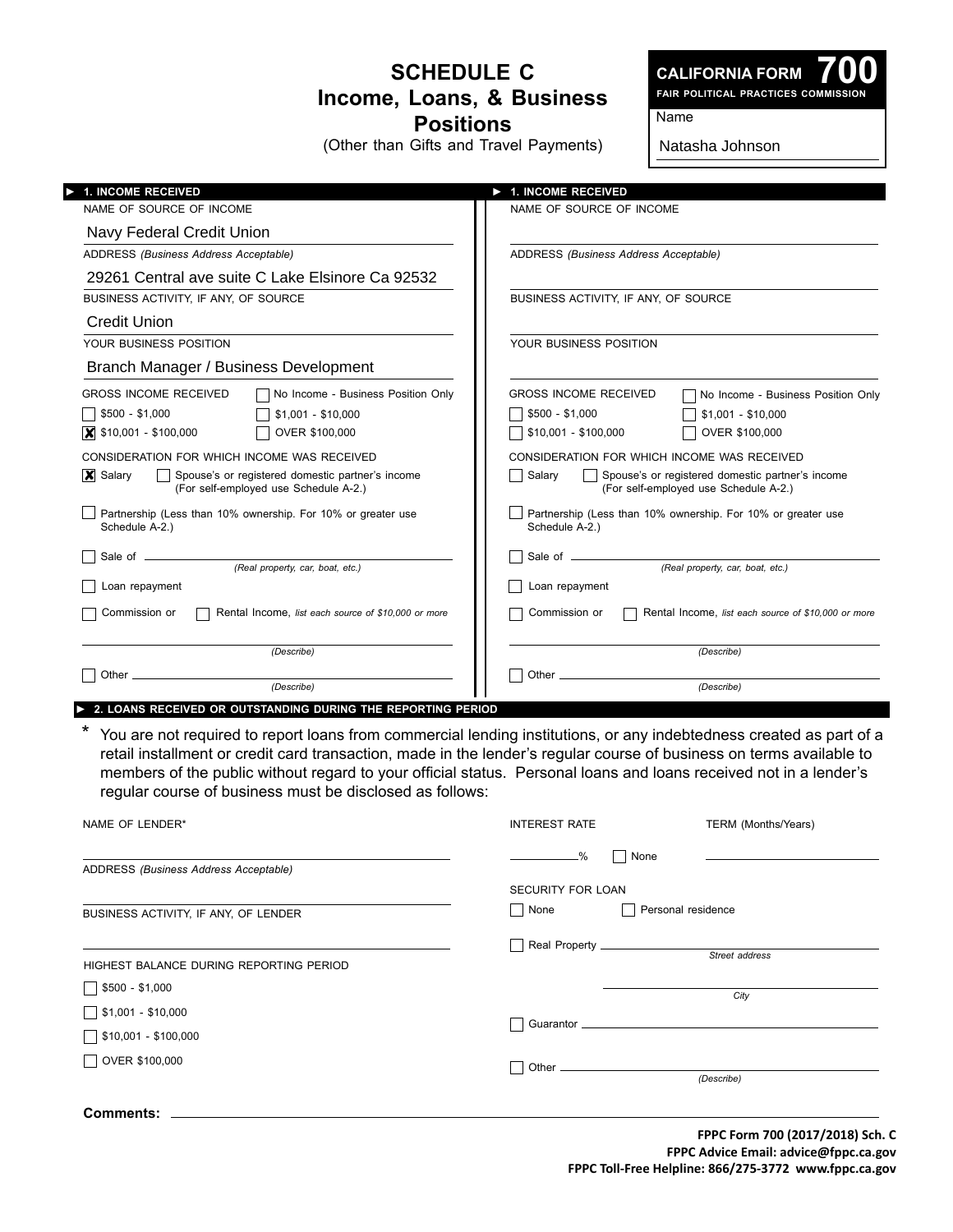# SCHEDULE C
## Income, Loans, & Business Positions
(Other than Gifts and Travel Payments)

**CALIFORNIA FORM 700**
**FAIR POLITICAL PRACTICES COMMISSION**

Name
Natasha Johnson

### ► 1. INCOME RECEIVED

NAME OF SOURCE OF INCOME
Navy Federal Credit Union

ADDRESS *(Business Address Acceptable)*
29261 Central ave suite C Lake Elsinore Ca 92532

BUSINESS ACTIVITY, IF ANY, OF SOURCE
Credit Union

YOUR BUSINESS POSITION
Branch Manager / Business Development

GROSS INCOME RECEIVED
- [ ] No Income - Business Position Only
- [ ] $500 - $1,000
- [ ] $1,001 - $10,000
- [X] $10,001 - $100,000
- [ ] OVER $100,000

CONSIDERATION FOR WHICH INCOME WAS RECEIVED
- [X] Salary
- [ ] Spouse's or registered domestic partner's income (For self-employed use Schedule A-2.)
- [ ] Partnership (Less than 10% ownership. For 10% or greater use Schedule A-2.)
- [ ] Sale of ________ *(Real property, car, boat, etc.)*
- [ ] Loan repayment
- [ ] Commission or [ ] Rental Income, *list each source of $10,000 or more*

________ *(Describe)*

- [ ] Other ________ *(Describe)*

### ► 1. INCOME RECEIVED

NAME OF SOURCE OF INCOME

ADDRESS *(Business Address Acceptable)*

BUSINESS ACTIVITY, IF ANY, OF SOURCE

YOUR BUSINESS POSITION

GROSS INCOME RECEIVED
- [ ] No Income - Business Position Only
- [ ] $500 - $1,000
- [ ] $1,001 - $10,000
- [ ] $10,001 - $100,000
- [ ] OVER $100,000

CONSIDERATION FOR WHICH INCOME WAS RECEIVED
- [ ] Salary
- [ ] Spouse's or registered domestic partner's income (For self-employed use Schedule A-2.)
- [ ] Partnership (Less than 10% ownership. For 10% or greater use Schedule A-2.)
- [ ] Sale of ________ *(Real property, car, boat, etc.)*
- [ ] Loan repayment
- [ ] Commission or [ ] Rental Income, *list each source of $10,000 or more*

________ *(Describe)*

- [ ] Other ________ *(Describe)*

### ► 2. LOANS RECEIVED OR OUTSTANDING DURING THE REPORTING PERIOD

\* You are not required to report loans from commercial lending institutions, or any indebtedness created as part of a retail installment or credit card transaction, made in the lender's regular course of business on terms available to members of the public without regard to your official status. Personal loans and loans received not in a lender's regular course of business must be disclosed as follows:

NAME OF LENDER*

ADDRESS *(Business Address Acceptable)*

BUSINESS ACTIVITY, IF ANY, OF LENDER

HIGHEST BALANCE DURING REPORTING PERIOD
- [ ] $500 - $1,000
- [ ] $1,001 - $10,000
- [ ] $10,001 - $100,000
- [ ] OVER $100,000

INTEREST RATE ________ % [ ] None

TERM (Months/Years)

SECURITY FOR LOAN
- [ ] None
- [ ] Personal residence
- [ ] Real Property ________ *Street address* ________ *City*
- [ ] Guarantor ________
- [ ] Other ________ *(Describe)*

**Comments:** ________

**FPPC Form 700 (2017/2018) Sch. C**
**FPPC Advice Email: advice@fppc.ca.gov**
**FPPC Toll-Free Helpline: 866/275-3772 www.fppc.ca.gov**